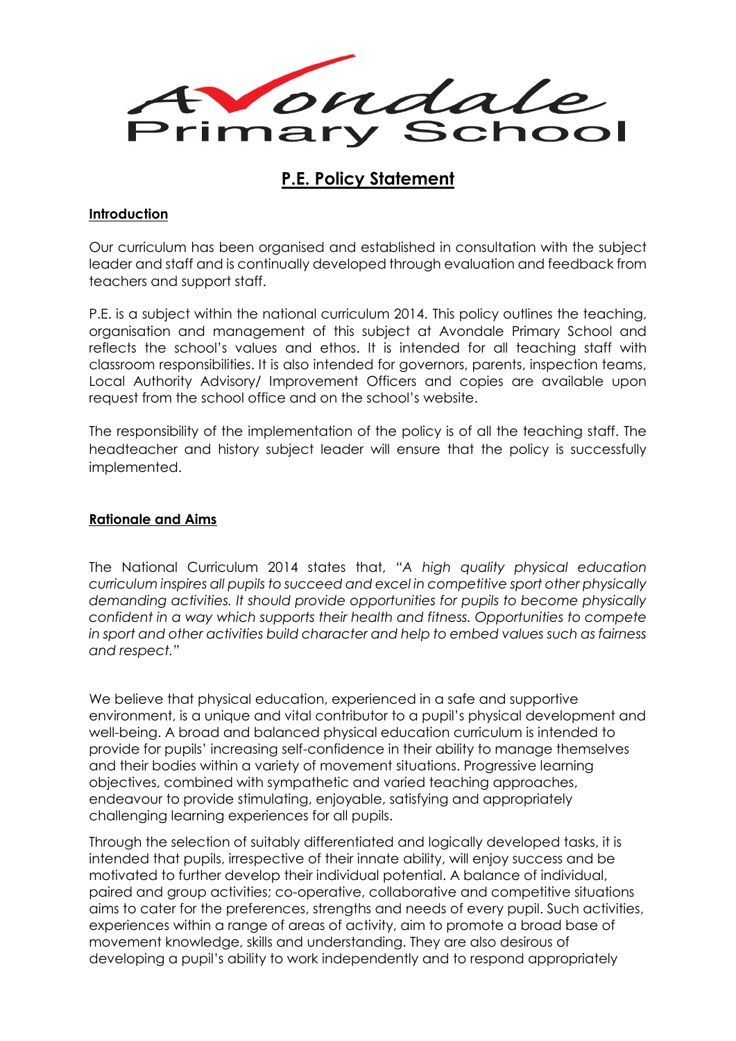Avondale Primary School

# P.E. Policy Statement

## Introduction

Our curriculum has been organised and established in consultation with the subject leader and staff and is continually developed through evaluation and feedback from teachers and support staff.

P.E. is a subject within the national curriculum 2014. This policy outlines the teaching, organisation and management of this subject at Avondale Primary School and reflects the school's values and ethos. It is intended for all teaching staff with classroom responsibilities. It is also intended for governors, parents, inspection teams, Local Authority Advisory/ Improvement Officers and copies are available upon request from the school office and on the school's website.

The responsibility of the implementation of the policy is of all the teaching staff. The headteacher and history subject leader will ensure that the policy is successfully implemented.

## Rationale and Aims

The National Curriculum 2014 states that, *"A high quality physical education curriculum inspires all pupils to succeed and excel in competitive sport other physically demanding activities. It should provide opportunities for pupils to become physically confident in a way which supports their health and fitness. Opportunities to compete in sport and other activities build character and help to embed values such as fairness and respect."*

We believe that physical education, experienced in a safe and supportive environment, is a unique and vital contributor to a pupil's physical development and well-being. A broad and balanced physical education curriculum is intended to provide for pupils' increasing self-confidence in their ability to manage themselves and their bodies within a variety of movement situations. Progressive learning objectives, combined with sympathetic and varied teaching approaches, endeavour to provide stimulating, enjoyable, satisfying and appropriately challenging learning experiences for all pupils.

Through the selection of suitably differentiated and logically developed tasks, it is intended that pupils, irrespective of their innate ability, will enjoy success and be motivated to further develop their individual potential. A balance of individual, paired and group activities; co-operative, collaborative and competitive situations aims to cater for the preferences, strengths and needs of every pupil. Such activities, experiences within a range of areas of activity, aim to promote a broad base of movement knowledge, skills and understanding. They are also desirous of developing a pupil's ability to work independently and to respond appropriately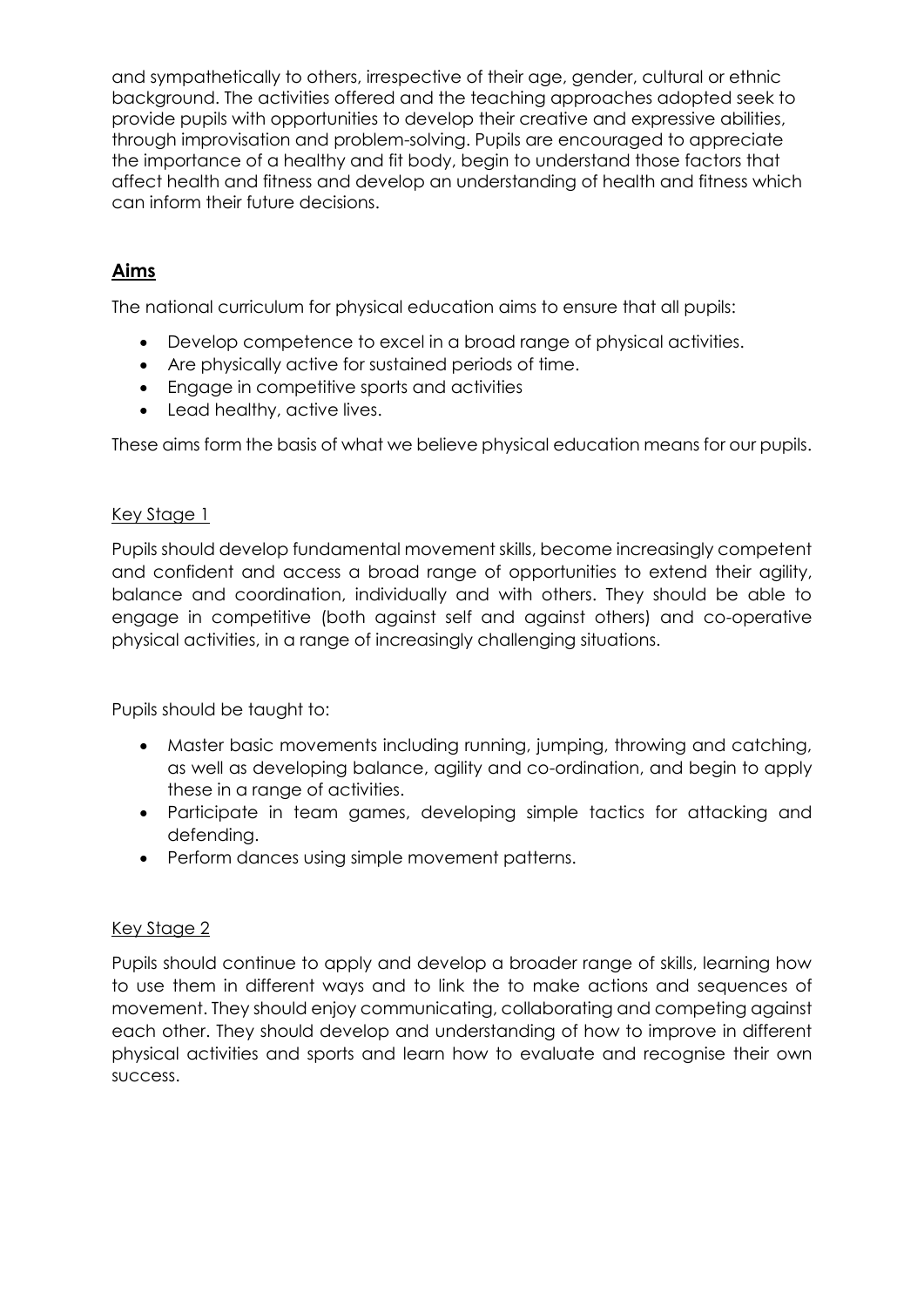and sympathetically to others, irrespective of their age, gender, cultural or ethnic background. The activities offered and the teaching approaches adopted seek to provide pupils with opportunities to develop their creative and expressive abilities, through improvisation and problem-solving. Pupils are encouraged to appreciate the importance of a healthy and fit body, begin to understand those factors that affect health and fitness and develop an understanding of health and fitness which can inform their future decisions.

## Aims

The national curriculum for physical education aims to ensure that all pupils:

- Develop competence to excel in a broad range of physical activities.
- Are physically active for sustained periods of time.
- Engage in competitive sports and activities
- Lead healthy, active lives.

These aims form the basis of what we believe physical education means for our pupils.

### Key Stage 1

Pupils should develop fundamental movement skills, become increasingly competent and confident and access a broad range of opportunities to extend their agility, balance and coordination, individually and with others. They should be able to engage in competitive (both against self and against others) and co-operative physical activities, in a range of increasingly challenging situations.

Pupils should be taught to:

- Master basic movements including running, jumping, throwing and catching, as well as developing balance, agility and co-ordination, and begin to apply these in a range of activities.
- Participate in team games, developing simple tactics for attacking and defending.
- Perform dances using simple movement patterns.

### Key Stage 2

Pupils should continue to apply and develop a broader range of skills, learning how to use them in different ways and to link the to make actions and sequences of movement. They should enjoy communicating, collaborating and competing against each other. They should develop and understanding of how to improve in different physical activities and sports and learn how to evaluate and recognise their own success.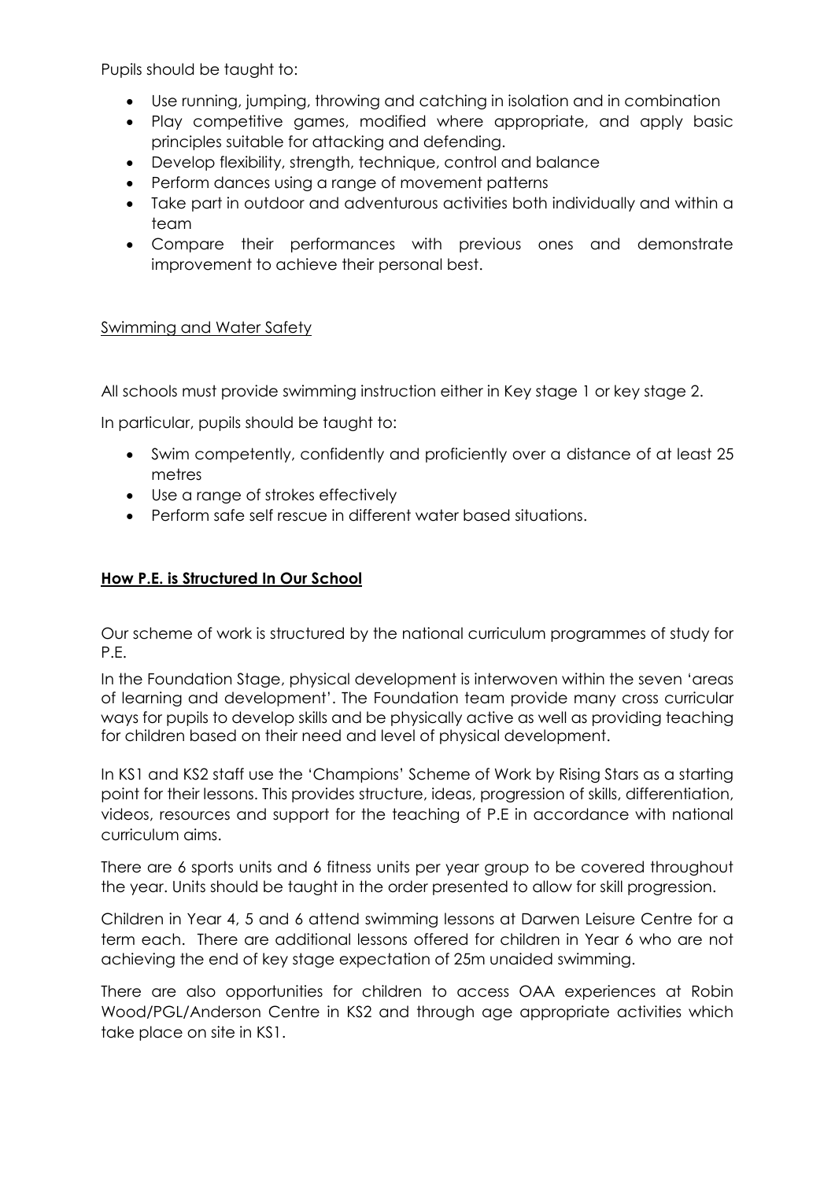Pupils should be taught to:

- Use running, jumping, throwing and catching in isolation and in combination
- Play competitive games, modified where appropriate, and apply basic principles suitable for attacking and defending.
- Develop flexibility, strength, technique, control and balance
- Perform dances using a range of movement patterns
- Take part in outdoor and adventurous activities both individually and within a team
- Compare their performances with previous ones and demonstrate improvement to achieve their personal best.

Swimming and Water Safety

All schools must provide swimming instruction either in Key stage 1 or key stage 2.

In particular, pupils should be taught to:

- Swim competently, confidently and proficiently over a distance of at least 25 metres
- Use a range of strokes effectively
- Perform safe self rescue in different water based situations.

## **How P.E. is Structured In Our School**

Our scheme of work is structured by the national curriculum programmes of study for P.E.

In the Foundation Stage, physical development is interwoven within the seven 'areas of learning and development'. The Foundation team provide many cross curricular ways for pupils to develop skills and be physically active as well as providing teaching for children based on their need and level of physical development.

In KS1 and KS2 staff use the 'Champions' Scheme of Work by Rising Stars as a starting point for their lessons. This provides structure, ideas, progression of skills, differentiation, videos, resources and support for the teaching of P.E in accordance with national curriculum aims.

There are 6 sports units and 6 fitness units per year group to be covered throughout the year. Units should be taught in the order presented to allow for skill progression.

Children in Year 4, 5 and 6 attend swimming lessons at Darwen Leisure Centre for a term each. There are additional lessons offered for children in Year 6 who are not achieving the end of key stage expectation of 25m unaided swimming.

There are also opportunities for children to access OAA experiences at Robin Wood/PGL/Anderson Centre in KS2 and through age appropriate activities which take place on site in KS1.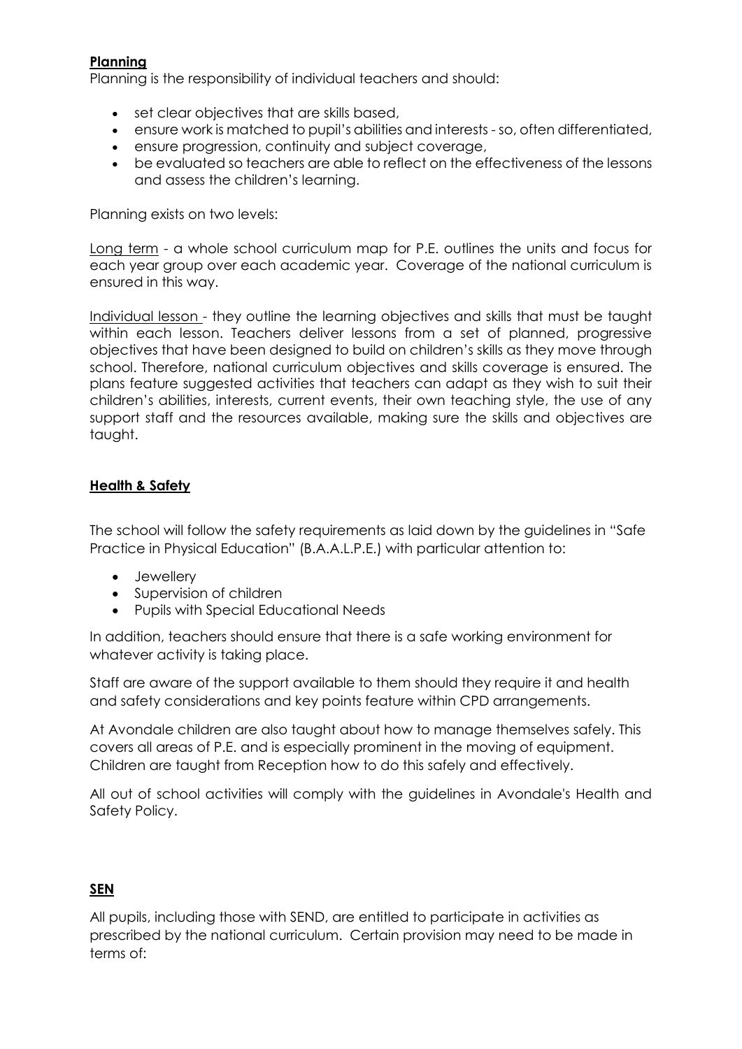**Planning**

Planning is the responsibility of individual teachers and should:

- set clear objectives that are skills based,
- ensure work is matched to pupil's abilities and interests - so, often differentiated,
- ensure progression, continuity and subject coverage,
- be evaluated so teachers are able to reflect on the effectiveness of the lessons and assess the children's learning.

Planning exists on two levels:

Long term - a whole school curriculum map for P.E. outlines the units and focus for each year group over each academic year. Coverage of the national curriculum is ensured in this way.

Individual lesson - they outline the learning objectives and skills that must be taught within each lesson. Teachers deliver lessons from a set of planned, progressive objectives that have been designed to build on children's skills as they move through school. Therefore, national curriculum objectives and skills coverage is ensured. The plans feature suggested activities that teachers can adapt as they wish to suit their children's abilities, interests, current events, their own teaching style, the use of any support staff and the resources available, making sure the skills and objectives are taught.

**Health & Safety**

The school will follow the safety requirements as laid down by the guidelines in "Safe Practice in Physical Education" (B.A.A.L.P.E.) with particular attention to:

- Jewellery
- Supervision of children
- Pupils with Special Educational Needs

In addition, teachers should ensure that there is a safe working environment for whatever activity is taking place.

Staff are aware of the support available to them should they require it and health and safety considerations and key points feature within CPD arrangements.

At Avondale children are also taught about how to manage themselves safely. This covers all areas of P.E. and is especially prominent in the moving of equipment. Children are taught from Reception how to do this safely and effectively.

All out of school activities will comply with the guidelines in Avondale's Health and Safety Policy.

**SEN**

All pupils, including those with SEND, are entitled to participate in activities as prescribed by the national curriculum. Certain provision may need to be made in terms of: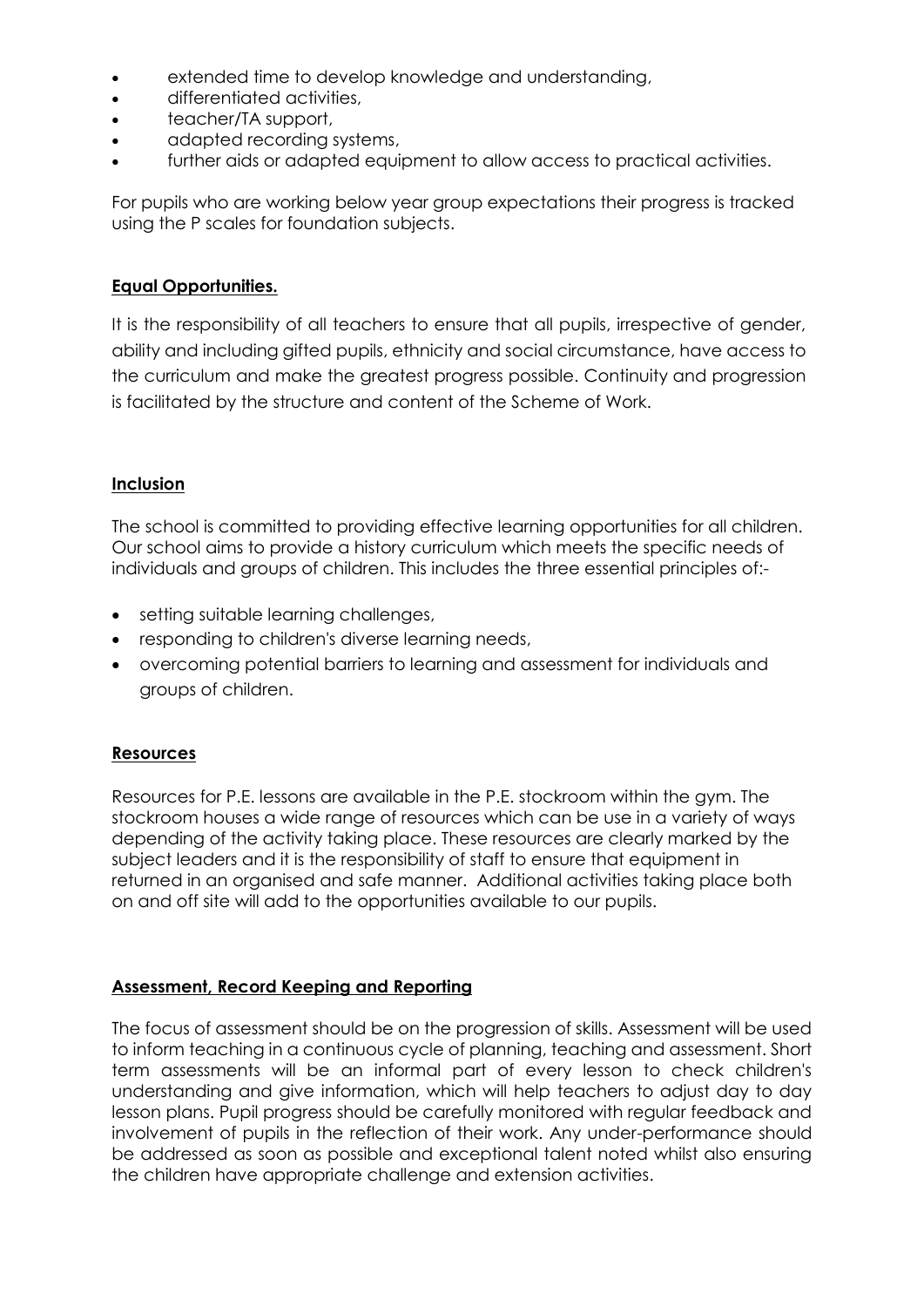- extended time to develop knowledge and understanding,
- differentiated activities,
- teacher/TA support,
- adapted recording systems,
- further aids or adapted equipment to allow access to practical activities.

For pupils who are working below year group expectations their progress is tracked using the P scales for foundation subjects.

## Equal Opportunities.

It is the responsibility of all teachers to ensure that all pupils, irrespective of gender, ability and including gifted pupils, ethnicity and social circumstance, have access to the curriculum and make the greatest progress possible. Continuity and progression is facilitated by the structure and content of the Scheme of Work.

## Inclusion

The school is committed to providing effective learning opportunities for all children. Our school aims to provide a history curriculum which meets the specific needs of individuals and groups of children. This includes the three essential principles of:-

- setting suitable learning challenges,
- responding to children's diverse learning needs,
- overcoming potential barriers to learning and assessment for individuals and groups of children.

## Resources

Resources for P.E. lessons are available in the P.E. stockroom within the gym. The stockroom houses a wide range of resources which can be use in a variety of ways depending of the activity taking place. These resources are clearly marked by the subject leaders and it is the responsibility of staff to ensure that equipment in returned in an organised and safe manner. Additional activities taking place both on and off site will add to the opportunities available to our pupils.

## Assessment, Record Keeping and Reporting

The focus of assessment should be on the progression of skills. Assessment will be used to inform teaching in a continuous cycle of planning, teaching and assessment. Short term assessments will be an informal part of every lesson to check children's understanding and give information, which will help teachers to adjust day to day lesson plans. Pupil progress should be carefully monitored with regular feedback and involvement of pupils in the reflection of their work. Any under-performance should be addressed as soon as possible and exceptional talent noted whilst also ensuring the children have appropriate challenge and extension activities.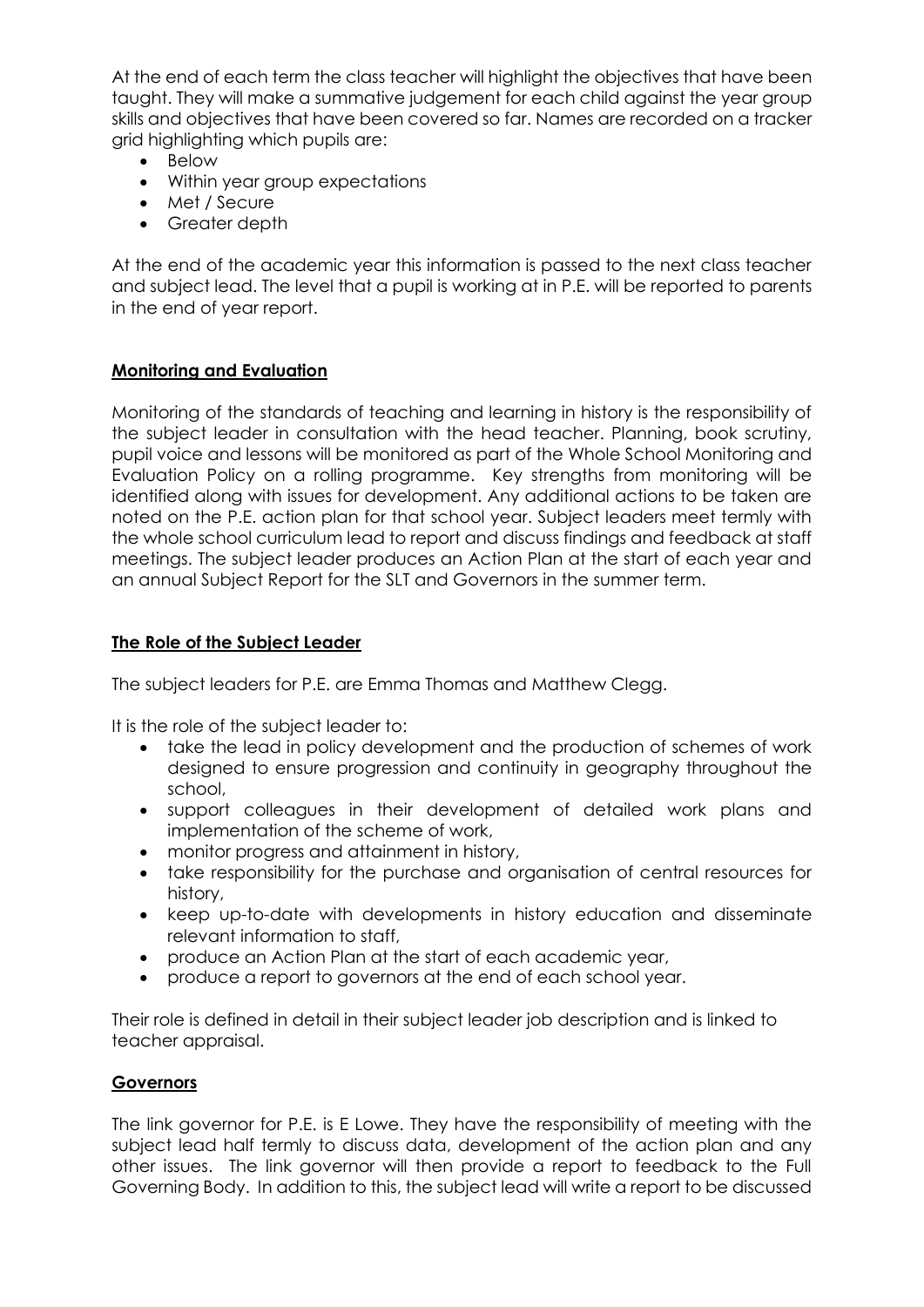At the end of each term the class teacher will highlight the objectives that have been taught. They will make a summative judgement for each child against the year group skills and objectives that have been covered so far. Names are recorded on a tracker grid highlighting which pupils are:

- Below
- Within year group expectations
- Met / Secure
- Greater depth

At the end of the academic year this information is passed to the next class teacher and subject lead. The level that a pupil is working at in P.E. will be reported to parents in the end of year report.

## **Monitoring and Evaluation**

Monitoring of the standards of teaching and learning in history is the responsibility of the subject leader in consultation with the head teacher. Planning, book scrutiny, pupil voice and lessons will be monitored as part of the Whole School Monitoring and Evaluation Policy on a rolling programme. Key strengths from monitoring will be identified along with issues for development. Any additional actions to be taken are noted on the P.E. action plan for that school year. Subject leaders meet termly with the whole school curriculum lead to report and discuss findings and feedback at staff meetings. The subject leader produces an Action Plan at the start of each year and an annual Subject Report for the SLT and Governors in the summer term.

## **The Role of the Subject Leader**

The subject leaders for P.E. are Emma Thomas and Matthew Clegg.

It is the role of the subject leader to:

- take the lead in policy development and the production of schemes of work designed to ensure progression and continuity in geography throughout the school,
- support colleagues in their development of detailed work plans and implementation of the scheme of work,
- monitor progress and attainment in history,
- take responsibility for the purchase and organisation of central resources for history,
- keep up-to-date with developments in history education and disseminate relevant information to staff,
- produce an Action Plan at the start of each academic year,
- produce a report to governors at the end of each school year.

Their role is defined in detail in their subject leader job description and is linked to teacher appraisal.

## **Governors**

The link governor for P.E. is E Lowe. They have the responsibility of meeting with the subject lead half termly to discuss data, development of the action plan and any other issues. The link governor will then provide a report to feedback to the Full Governing Body. In addition to this, the subject lead will write a report to be discussed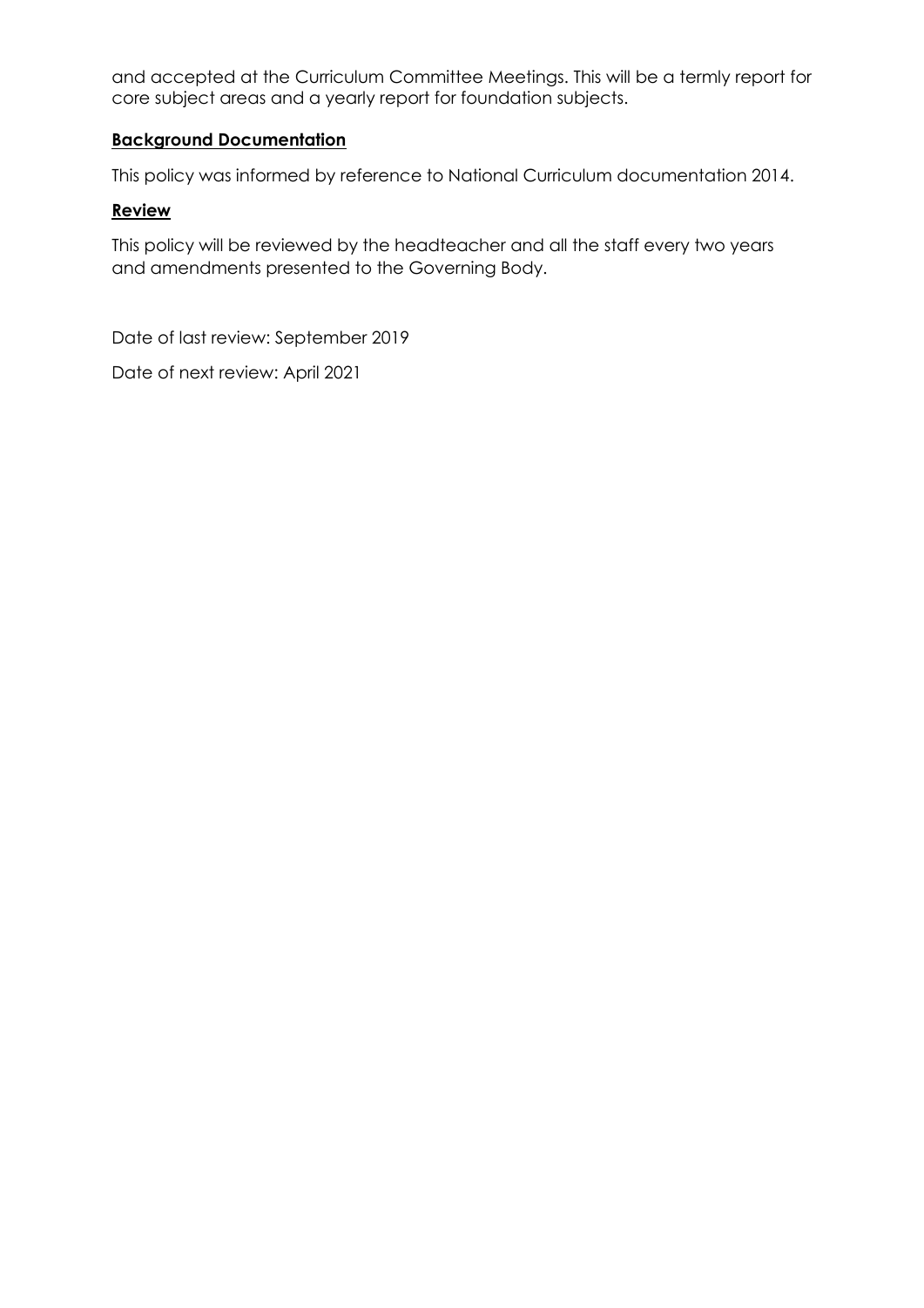and accepted at the Curriculum Committee Meetings. This will be a termly report for core subject areas and a yearly report for foundation subjects.

**Background Documentation**

This policy was informed by reference to National Curriculum documentation 2014.

**Review**

This policy will be reviewed by the headteacher and all the staff every two years and amendments presented to the Governing Body.

Date of last review: September 2019

Date of next review: April 2021